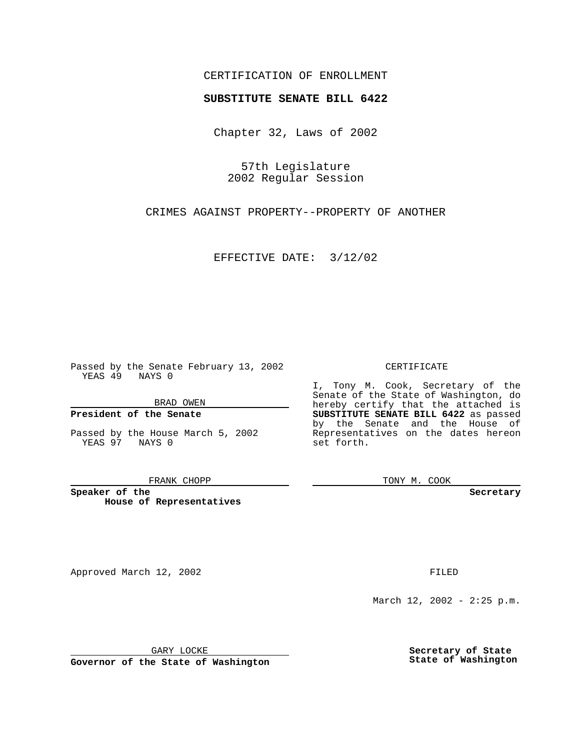CERTIFICATION OF ENROLLMENT

**SUBSTITUTE SENATE BILL 6422**

Chapter 32, Laws of 2002

57th Legislature
2002 Regular Session

CRIMES AGAINST PROPERTY--PROPERTY OF ANOTHER

EFFECTIVE DATE: 3/12/02

Passed by the Senate February 13, 2002
YEAS 49 NAYS 0

BRAD OWEN

**President of the Senate**

Passed by the House March 5, 2002
YEAS 97 NAYS 0

FRANK CHOPP

**Speaker of the House of Representatives**

CERTIFICATE

I, Tony M. Cook, Secretary of the Senate of the State of Washington, do hereby certify that the attached is **SUBSTITUTE SENATE BILL 6422** as passed by the Senate and the House of Representatives on the dates hereon set forth.

TONY M. COOK

**Secretary**

Approved March 12, 2002

GARY LOCKE

**Governor of the State of Washington**

FILED

March 12, 2002 - 2:25 p.m.

**Secretary of State**
**State of Washington**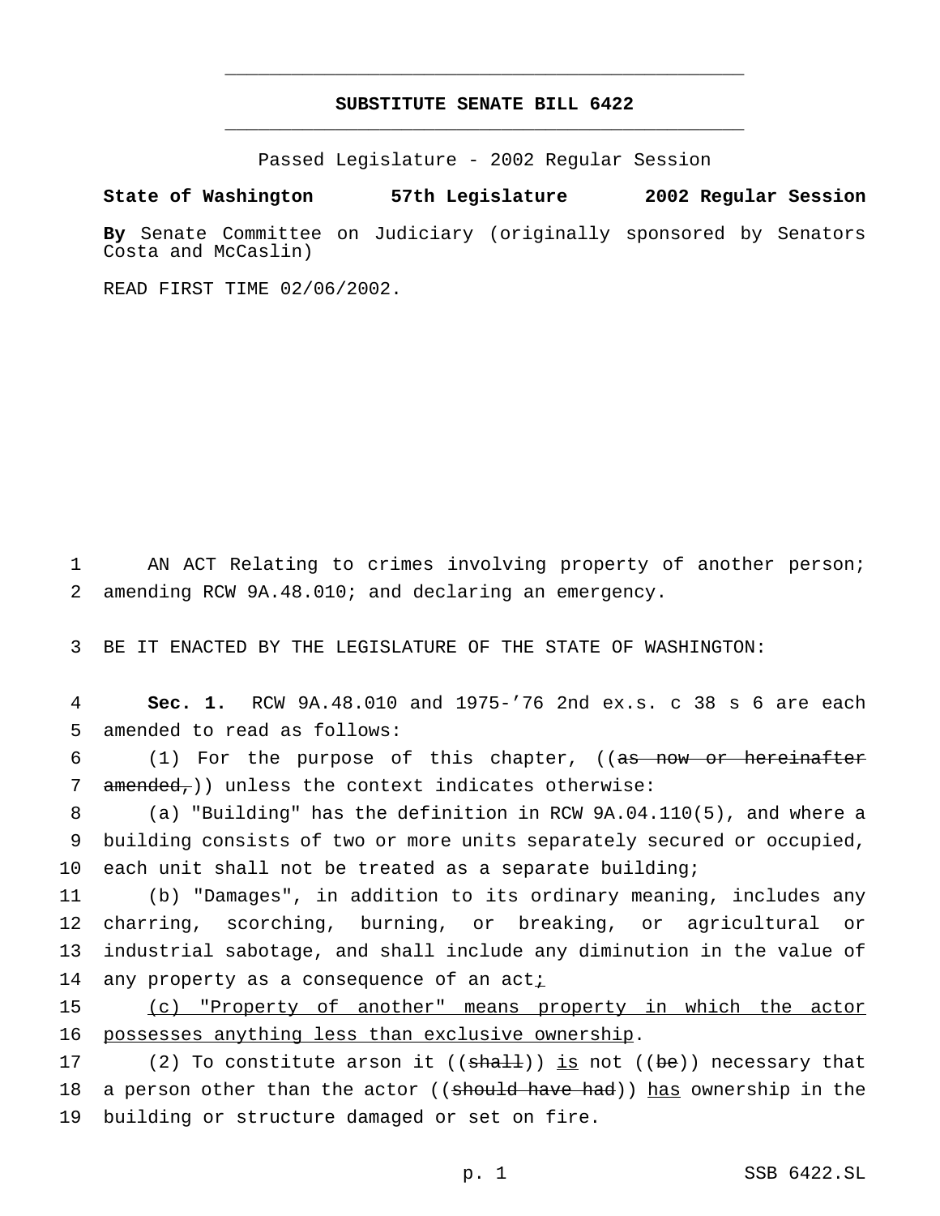# SUBSTITUTE SENATE BILL 6422

Passed Legislature - 2002 Regular Session

**State of Washington 57th Legislature 2002 Regular Session**

**By** Senate Committee on Judiciary (originally sponsored by Senators Costa and McCaslin)

READ FIRST TIME 02/06/2002.

AN ACT Relating to crimes involving property of another person; amending RCW 9A.48.010; and declaring an emergency.

BE IT ENACTED BY THE LEGISLATURE OF THE STATE OF WASHINGTON:

**Sec. 1.** RCW 9A.48.010 and 1975-'76 2nd ex.s. c 38 s 6 are each amended to read as follows:

(1) For the purpose of this chapter, ((~~as now or hereinafter amended,~~)) unless the context indicates otherwise:

(a) "Building" has the definition in RCW 9A.04.110(5), and where a building consists of two or more units separately secured or occupied, each unit shall not be treated as a separate building;

(b) "Damages", in addition to its ordinary meaning, includes any charring, scorching, burning, or breaking, or agricultural or industrial sabotage, and shall include any diminution in the value of any property as a consequence of an act<u>;</u>

<u>(c) "Property of another" means property in which the actor possesses anything less than exclusive ownership</u>.

(2) To constitute arson it ((~~shall~~)) <u>is</u> not ((~~be~~)) necessary that a person other than the actor ((~~should have had~~)) <u>has</u> ownership in the building or structure damaged or set on fire.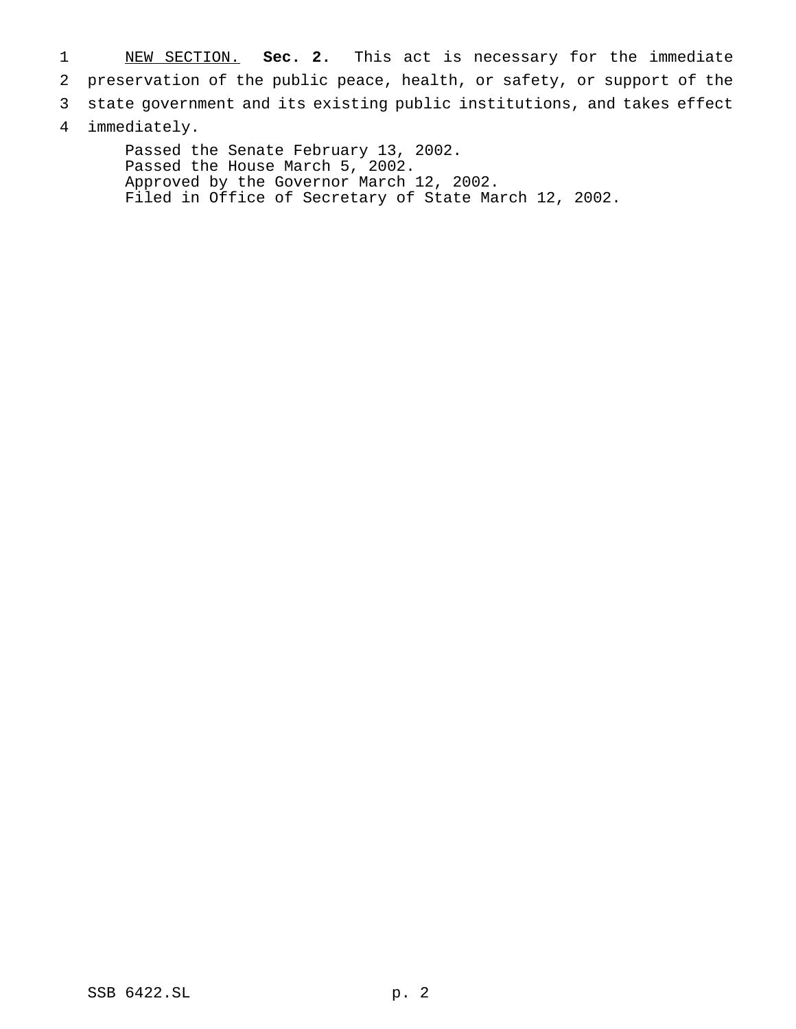NEW SECTION. **Sec. 2.** This act is necessary for the immediate preservation of the public peace, health, or safety, or support of the state government and its existing public institutions, and takes effect immediately.

Passed the Senate February 13, 2002.
Passed the House March 5, 2002.
Approved by the Governor March 12, 2002.
Filed in Office of Secretary of State March 12, 2002.